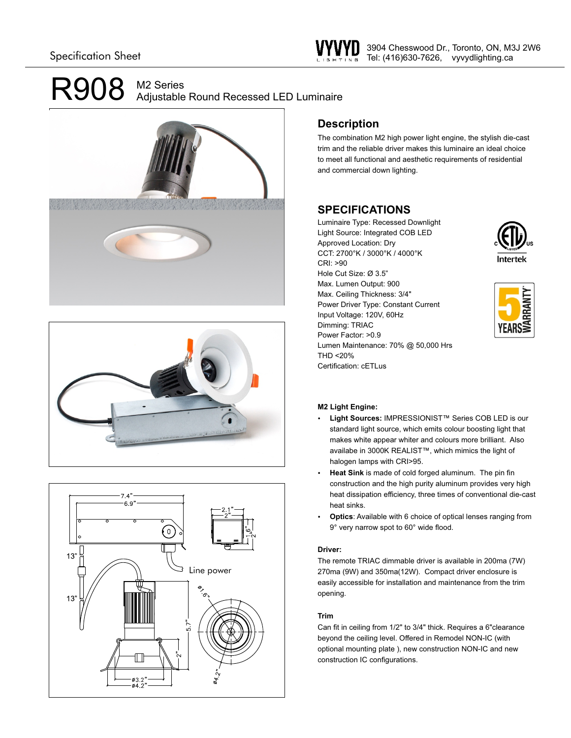Specification Sheet

VYVYD LIGHTING
3904 Chesswood Dr., Toronto, ON, M3J 2W6
Tel: (416)630-7626, vyvydlighting.ca

# R908 M2 Series Adjustable Round Recessed LED Luminaire

## Description

The combination M2 high power light engine, the stylish die-cast trim and the reliable driver makes this luminaire an ideal choice to meet all functional and aesthetic requirements of residential and commercial down lighting.

## SPECIFICATIONS

Luminaire Type: Recessed Downlight
Light Source: Integrated COB LED
Approved Location: Dry
CCT: 2700°K / 3000°K / 4000°K
CRI: >90
Hole Cut Size: Ø 3.5"
Max. Lumen Output: 900
Max. Ceiling Thickness: 3/4"
Power Driver Type: Constant Current
Input Voltage: 120V, 60Hz
Dimming: TRIAC
Power Factor: >0.9
Lumen Maintenance: 70% @ 50,000 Hrs
THD <20%
Certification: cETLus

Intertek

5 YEARS WARRANTY

**M2 Light Engine:**

- **Light Sources:** IMPRESSIONIST™ Series COB LED is our standard light source, which emits colour boosting light that makes white appear whiter and colours more brilliant. Also availabe in 3000K REALIST™, which mimics the light of halogen lamps with CRI>95.
- **Heat Sink** is made of cold forged aluminum. The pin fin construction and the high purity aluminum provides very high heat dissipation efficiency, three times of conventional die-cast heat sinks.
- **Optics**: Available with 6 choice of optical lenses ranging from 9° very narrow spot to 60° wide flood.

**Driver:**

The remote TRIAC dimmable driver is available in 200ma (7W) 270ma (9W) and 350ma(12W). Compact driver enclosure is easily accessible for installation and maintenance from the trim opening.

**Trim**

Can fit in ceiling from 1/2" to 3/4" thick. Requires a 6"clearance beyond the ceiling level. Offered in Remodel NON-IC (with optional mounting plate ), new construction NON-IC and new construction IC configurations.

7.4"
6.9"
2.1"
2"
1.6"
2"
13"
13"
Line power
ø1.6"
5.7"
2"
ø3.2"
ø4.2"
ø4.2"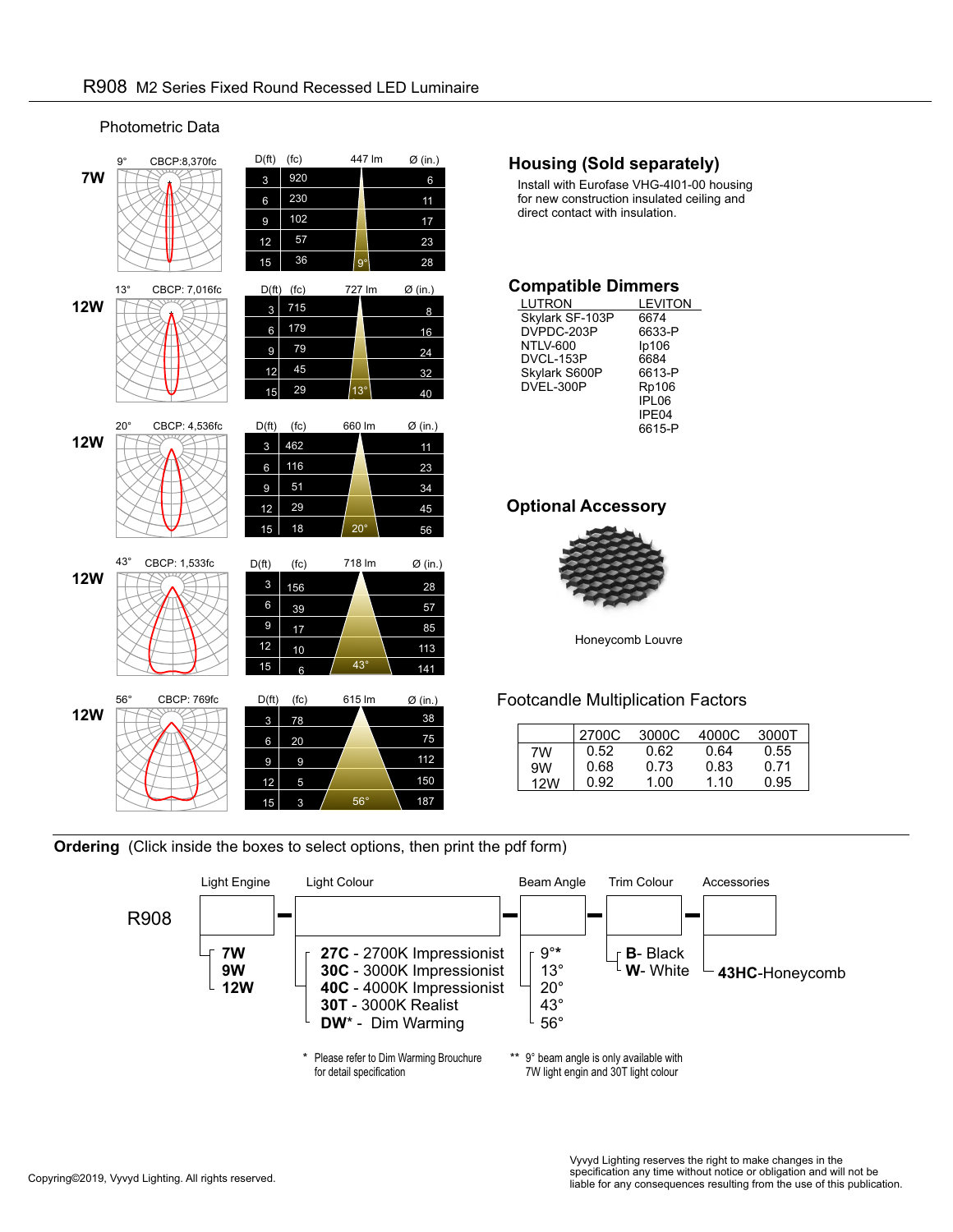# R908 M2 Series Fixed Round Recessed LED Luminaire

## Photometric Data

**7W**

9° CBCP:8,370fc

| D(ft) | (fc) | 447 lm | Ø (in.) |
|---|---|---|---|
| 3 | 920 | | 6 |
| 6 | 230 | | 11 |
| 9 | 102 | | 17 |
| 12 | 57 | | 23 |
| 15 | 36 | 9° | 28 |

**12W**

13° CBCP: 7,016fc

| D(ft) | (fc) | 727 lm | Ø (in.) |
|---|---|---|---|
| 3 | 715 | | 8 |
| 6 | 179 | | 16 |
| 9 | 79 | | 24 |
| 12 | 45 | | 32 |
| 15 | 29 | 13° | 40 |

**12W**

20° CBCP: 4,536fc

| D(ft) | (fc) | 660 lm | Ø (in.) |
|---|---|---|---|
| 3 | 462 | | 11 |
| 6 | 116 | | 23 |
| 9 | 51 | | 34 |
| 12 | 29 | | 45 |
| 15 | 18 | 20° | 56 |

**12W**

43° CBCP: 1,533fc

| D(ft) | (fc) | 718 lm | Ø (in.) |
|---|---|---|---|
| 3 | 156 | | 28 |
| 6 | 39 | | 57 |
| 9 | 17 | | 85 |
| 12 | 10 | | 113 |
| 15 | 6 | 43° | 141 |

**12W**

56° CBCP: 769fc

| D(ft) | (fc) | 615 lm | Ø (in.) |
|---|---|---|---|
| 3 | 78 | | 38 |
| 6 | 20 | | 75 |
| 9 | 9 | | 112 |
| 12 | 5 | | 150 |
| 15 | 3 | 56° | 187 |

## Housing (Sold separately)

Install with Eurofase VHG-4I01-00 housing for new construction insulated ceiling and direct contact with insulation.

## Compatible Dimmers

| LUTRON | LEVITON |
|---|---|
| Skylark SF-103P | 6674 |
| DVPDC-203P | 6633-P |
| NTLV-600 | Ip106 |
| DVCL-153P | 6684 |
| Skylark S600P | 6613-P |
| DVEL-300P | Rp106 |
| | IPL06 |
| | IPE04 |
| | 6615-P |

## Optional Accessory

Honeycomb Louvre

## Footcandle Multiplication Factors

| | 2700C | 3000C | 4000C | 3000T |
|---|---|---|---|---|
| 7W | 0.52 | 0.62 | 0.64 | 0.55 |
| 9W | 0.68 | 0.73 | 0.83 | 0.71 |
| 12W | 0.92 | 1.00 | 1.10 | 0.95 |

## Ordering (Click inside the boxes to select options, then print the pdf form)

R908 – Light Engine – Light Colour – Beam Angle – Trim Colour – Accessories

**Light Engine**
- **7W**
- **9W**
- **12W**

**Light Colour**
- **27C** - 2700K Impressionist
- **30C** - 3000K Impressionist
- **40C** - 4000K Impressionist
- **30T** - 3000K Realist
- **DW*** - Dim Warming

**Beam Angle**
- 9°*
- 13°
- 20°
- 43°
- 56°

**Trim Colour**
- **B**- Black
- **W**- White

**Accessories**
- **43HC**-Honeycomb

\* Please refer to Dim Warming Brouchure for detail specification

** 9° beam angle is only available with 7W light engin and 30T light colour

Copyring©2019, Vyvyd Lighting. All rights reserved.

Vyvyd Lighting reserves the right to make changes in the specification any time without notice or obligation and will not be liable for any consequences resulting from the use of this publication.